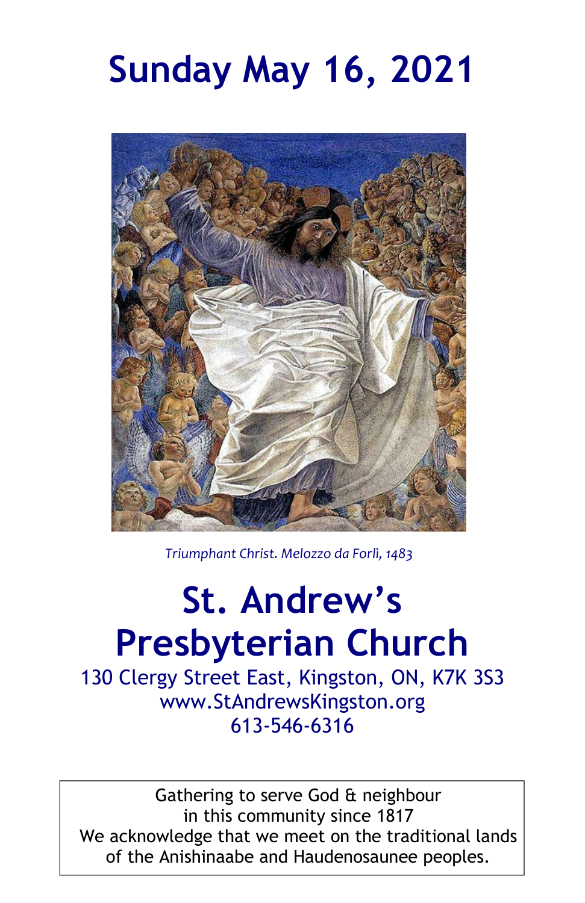# Sunday May 16, 2021

*Triumphant Christ. Melozzo da Forlì, 1483*

# St. Andrew's Presbyterian Church

130 Clergy Street East, Kingston, ON, K7K 3S3
www.StAndrewsKingston.org
613-546-6316

Gathering to serve God & neighbour
in this community since 1817
We acknowledge that we meet on the traditional lands
of the Anishinaabe and Haudenosaunee peoples.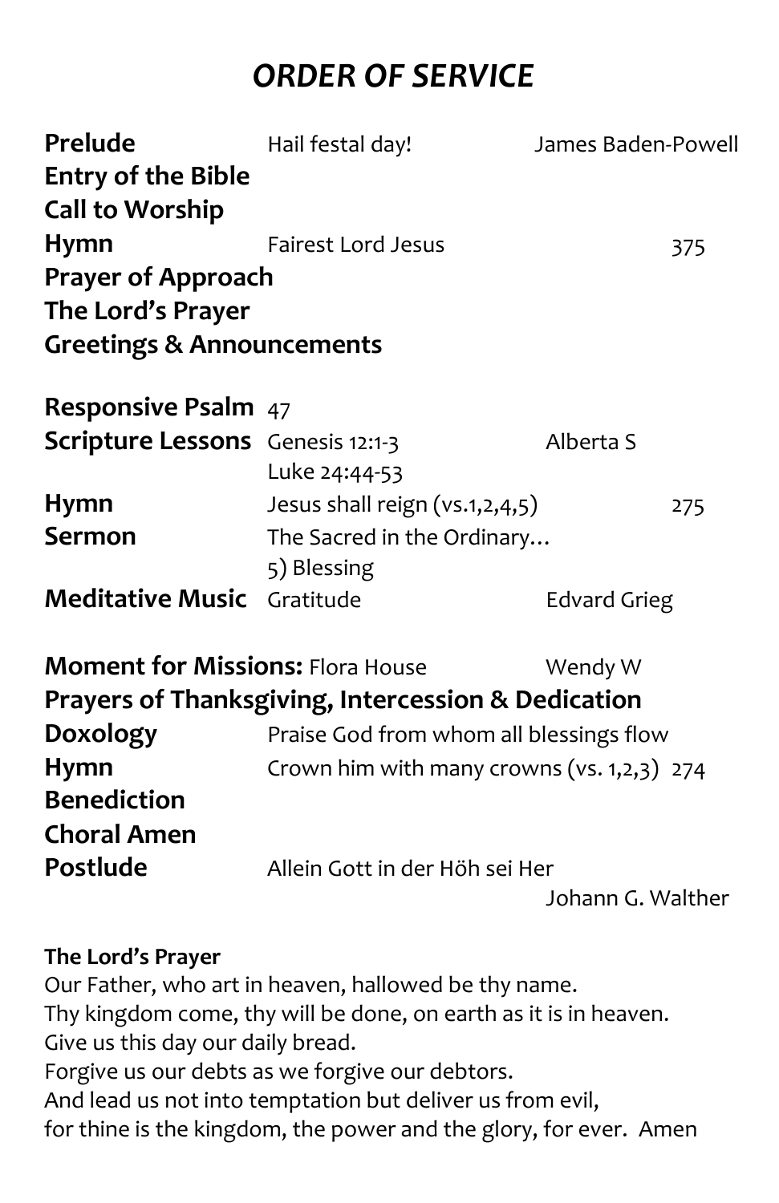# *ORDER OF SERVICE*

**Prelude** Hail festal day! James Baden-Powell
**Entry of the Bible**
**Call to Worship**
**Hymn** Fairest Lord Jesus 375
**Prayer of Approach**
**The Lord's Prayer**
**Greetings & Announcements**

**Responsive Psalm** 47
**Scripture Lessons** Genesis 12:1-3 Alberta S
Luke 24:44-53
**Hymn** Jesus shall reign (vs.1,2,4,5) 275
**Sermon** The Sacred in the Ordinary…
5) Blessing
**Meditative Music** Gratitude Edvard Grieg

**Moment for Missions:** Flora House Wendy W
**Prayers of Thanksgiving, Intercession & Dedication**
**Doxology** Praise God from whom all blessings flow
**Hymn** Crown him with many crowns (vs. 1,2,3) 274
**Benediction**
**Choral Amen**
**Postlude** Allein Gott in der Höh sei Her
Johann G. Walther

**The Lord's Prayer**
Our Father, who art in heaven, hallowed be thy name.
Thy kingdom come, thy will be done, on earth as it is in heaven.
Give us this day our daily bread.
Forgive us our debts as we forgive our debtors.
And lead us not into temptation but deliver us from evil,
for thine is the kingdom, the power and the glory, for ever. Amen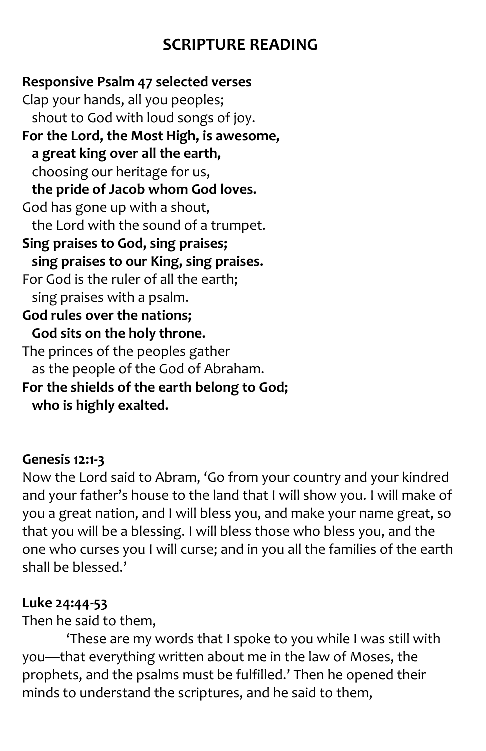## SCRIPTURE READING

**Responsive Psalm 47 selected verses**

Clap your hands, all you peoples;
  shout to God with loud songs of joy.
**For the Lord, the Most High, is awesome,**
  **a great king over all the earth,**
  choosing our heritage for us,
  **the pride of Jacob whom God loves.**
God has gone up with a shout,
  the Lord with the sound of a trumpet.
**Sing praises to God, sing praises;**
  **sing praises to our King, sing praises.**
For God is the ruler of all the earth;
  sing praises with a psalm.
**God rules over the nations;**
  **God sits on the holy throne.**
The princes of the peoples gather
  as the people of the God of Abraham.
**For the shields of the earth belong to God;**
  **who is highly exalted.**

**Genesis 12:1-3**

Now the Lord said to Abram, 'Go from your country and your kindred and your father's house to the land that I will show you. I will make of you a great nation, and I will bless you, and make your name great, so that you will be a blessing. I will bless those who bless you, and the one who curses you I will curse; and in you all the families of the earth shall be blessed.'

**Luke 24:44-53**

Then he said to them,

'These are my words that I spoke to you while I was still with you—that everything written about me in the law of Moses, the prophets, and the psalms must be fulfilled.' Then he opened their minds to understand the scriptures, and he said to them,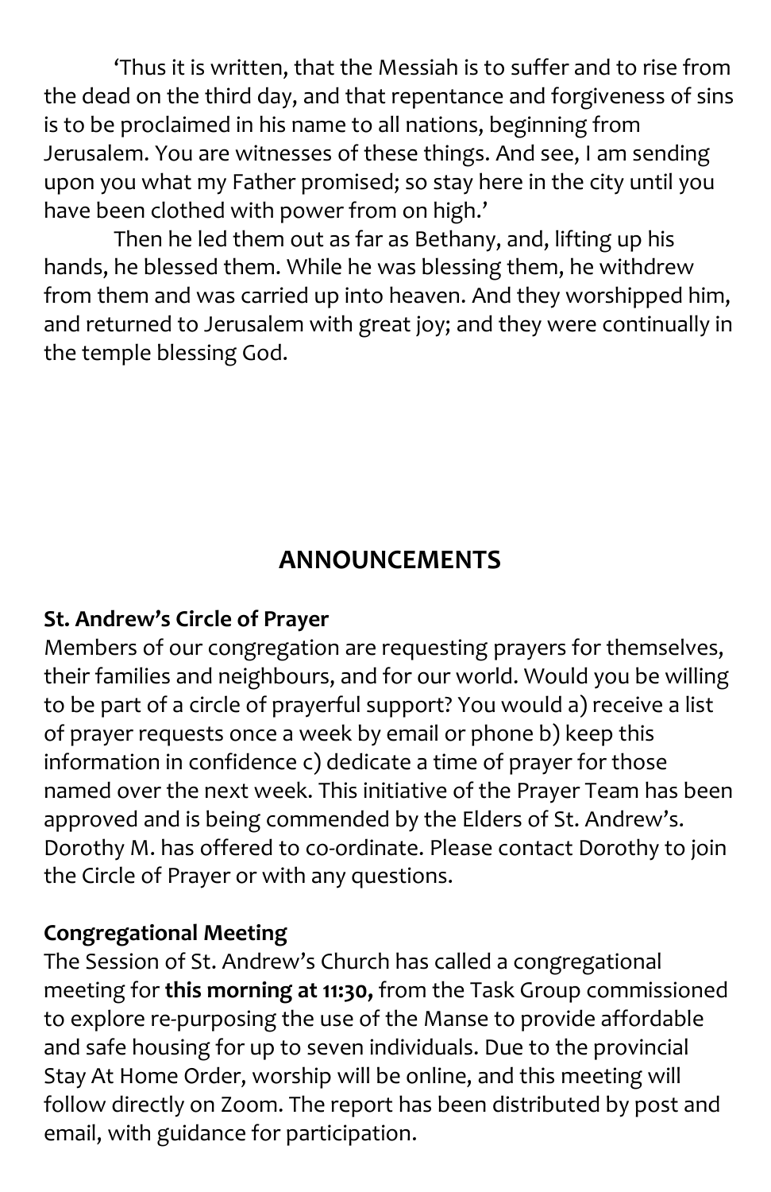‘Thus it is written, that the Messiah is to suffer and to rise from the dead on the third day, and that repentance and forgiveness of sins is to be proclaimed in his name to all nations, beginning from Jerusalem. You are witnesses of these things. And see, I am sending upon you what my Father promised; so stay here in the city until you have been clothed with power from on high.’

Then he led them out as far as Bethany, and, lifting up his hands, he blessed them. While he was blessing them, he withdrew from them and was carried up into heaven. And they worshipped him, and returned to Jerusalem with great joy; and they were continually in the temple blessing God.

## ANNOUNCEMENTS

**St. Andrew’s Circle of Prayer**

Members of our congregation are requesting prayers for themselves, their families and neighbours, and for our world. Would you be willing to be part of a circle of prayerful support? You would a) receive a list of prayer requests once a week by email or phone b) keep this information in confidence c) dedicate a time of prayer for those named over the next week. This initiative of the Prayer Team has been approved and is being commended by the Elders of St. Andrew’s. Dorothy M. has offered to co-ordinate. Please contact Dorothy to join the Circle of Prayer or with any questions.

**Congregational Meeting**

The Session of St. Andrew’s Church has called a congregational meeting for **this morning at 11:30,** from the Task Group commissioned to explore re-purposing the use of the Manse to provide affordable and safe housing for up to seven individuals. Due to the provincial Stay At Home Order, worship will be online, and this meeting will follow directly on Zoom. The report has been distributed by post and email, with guidance for participation.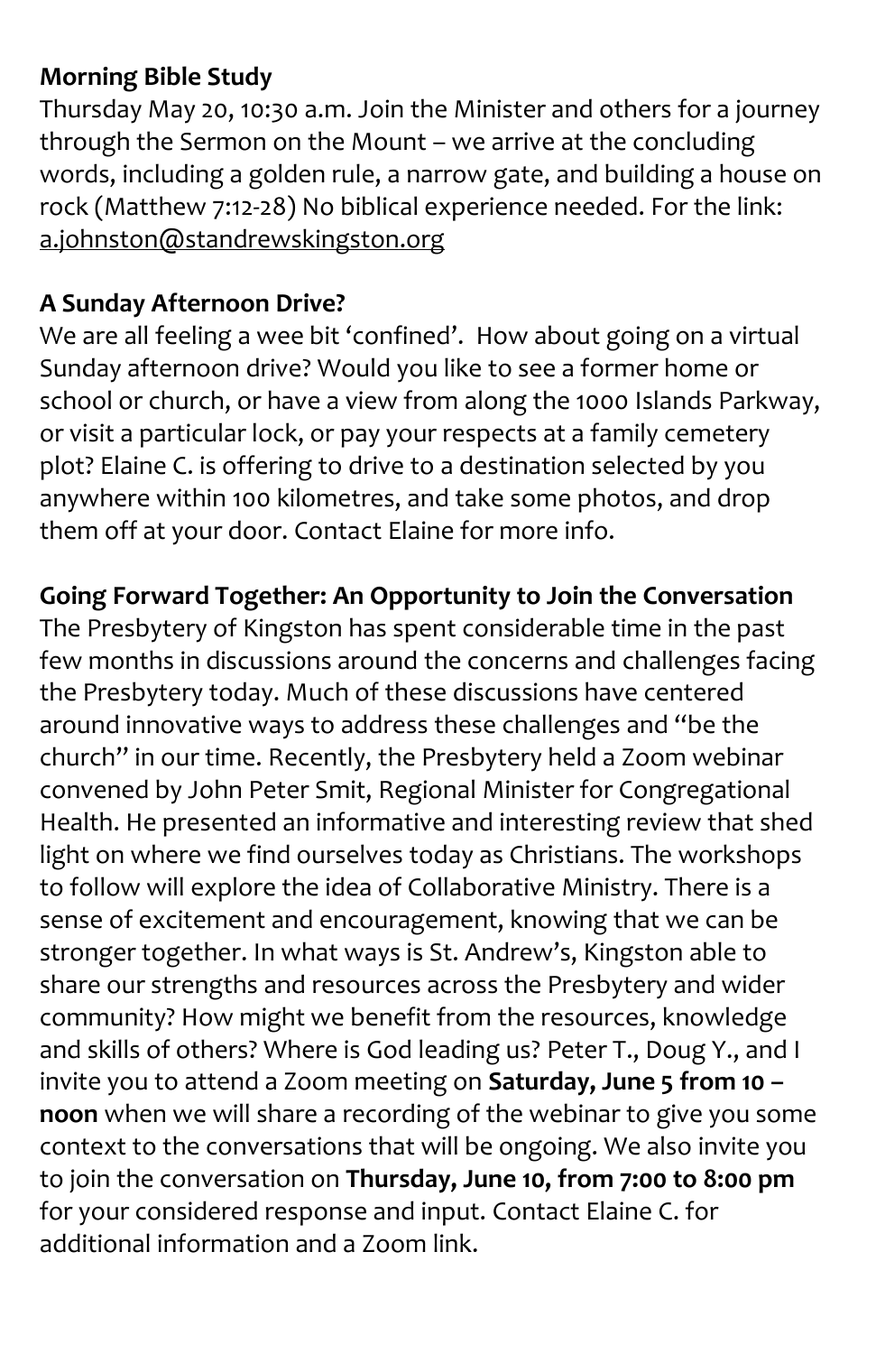**Morning Bible Study**

Thursday May 20, 10:30 a.m. Join the Minister and others for a journey through the Sermon on the Mount – we arrive at the concluding words, including a golden rule, a narrow gate, and building a house on rock (Matthew 7:12-28) No biblical experience needed. For the link: a.johnston@standrewskingston.org

**A Sunday Afternoon Drive?**

We are all feeling a wee bit 'confined'. How about going on a virtual Sunday afternoon drive? Would you like to see a former home or school or church, or have a view from along the 1000 Islands Parkway, or visit a particular lock, or pay your respects at a family cemetery plot? Elaine C. is offering to drive to a destination selected by you anywhere within 100 kilometres, and take some photos, and drop them off at your door. Contact Elaine for more info.

**Going Forward Together: An Opportunity to Join the Conversation**

The Presbytery of Kingston has spent considerable time in the past few months in discussions around the concerns and challenges facing the Presbytery today. Much of these discussions have centered around innovative ways to address these challenges and "be the church" in our time. Recently, the Presbytery held a Zoom webinar convened by John Peter Smit, Regional Minister for Congregational Health. He presented an informative and interesting review that shed light on where we find ourselves today as Christians. The workshops to follow will explore the idea of Collaborative Ministry. There is a sense of excitement and encouragement, knowing that we can be stronger together. In what ways is St. Andrew's, Kingston able to share our strengths and resources across the Presbytery and wider community? How might we benefit from the resources, knowledge and skills of others? Where is God leading us? Peter T., Doug Y., and I invite you to attend a Zoom meeting on **Saturday, June 5 from 10 – noon** when we will share a recording of the webinar to give you some context to the conversations that will be ongoing. We also invite you to join the conversation on **Thursday, June 10, from 7:00 to 8:00 pm** for your considered response and input. Contact Elaine C. for additional information and a Zoom link.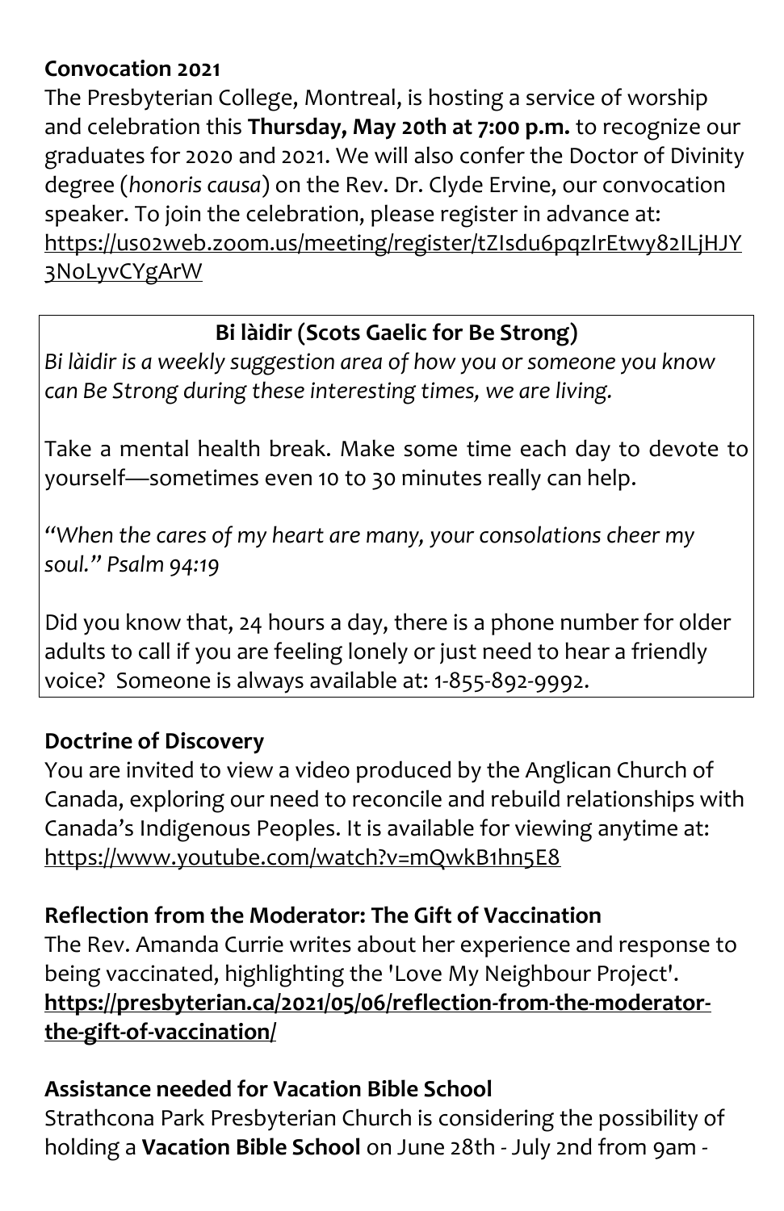**Convocation 2021**

The Presbyterian College, Montreal, is hosting a service of worship and celebration this **Thursday, May 20th at 7:00 p.m.** to recognize our graduates for 2020 and 2021. We will also confer the Doctor of Divinity degree (*honoris causa*) on the Rev. Dr. Clyde Ervine, our convocation speaker. To join the celebration, please register in advance at: https://us02web.zoom.us/meeting/register/tZIsdu6pqzIrEtwy82ILjHJY3NoLyvCYgArW

**Bi làidir (Scots Gaelic for Be Strong)**

*Bi làidir is a weekly suggestion area of how you or someone you know can Be Strong during these interesting times, we are living.*

Take a mental health break. Make some time each day to devote to yourself—sometimes even 10 to 30 minutes really can help.

*"When the cares of my heart are many, your consolations cheer my soul." Psalm 94:19*

Did you know that, 24 hours a day, there is a phone number for older adults to call if you are feeling lonely or just need to hear a friendly voice? Someone is always available at: 1-855-892-9992.

**Doctrine of Discovery**

You are invited to view a video produced by the Anglican Church of Canada, exploring our need to reconcile and rebuild relationships with Canada's Indigenous Peoples. It is available for viewing anytime at: https://www.youtube.com/watch?v=mQwkB1hn5E8

**Reflection from the Moderator: The Gift of Vaccination**

The Rev. Amanda Currie writes about her experience and response to being vaccinated, highlighting the 'Love My Neighbour Project'.
**https://presbyterian.ca/2021/05/06/reflection-from-the-moderator-the-gift-of-vaccination/**

**Assistance needed for Vacation Bible School**

Strathcona Park Presbyterian Church is considering the possibility of holding a **Vacation Bible School** on June 28th - July 2nd from 9am -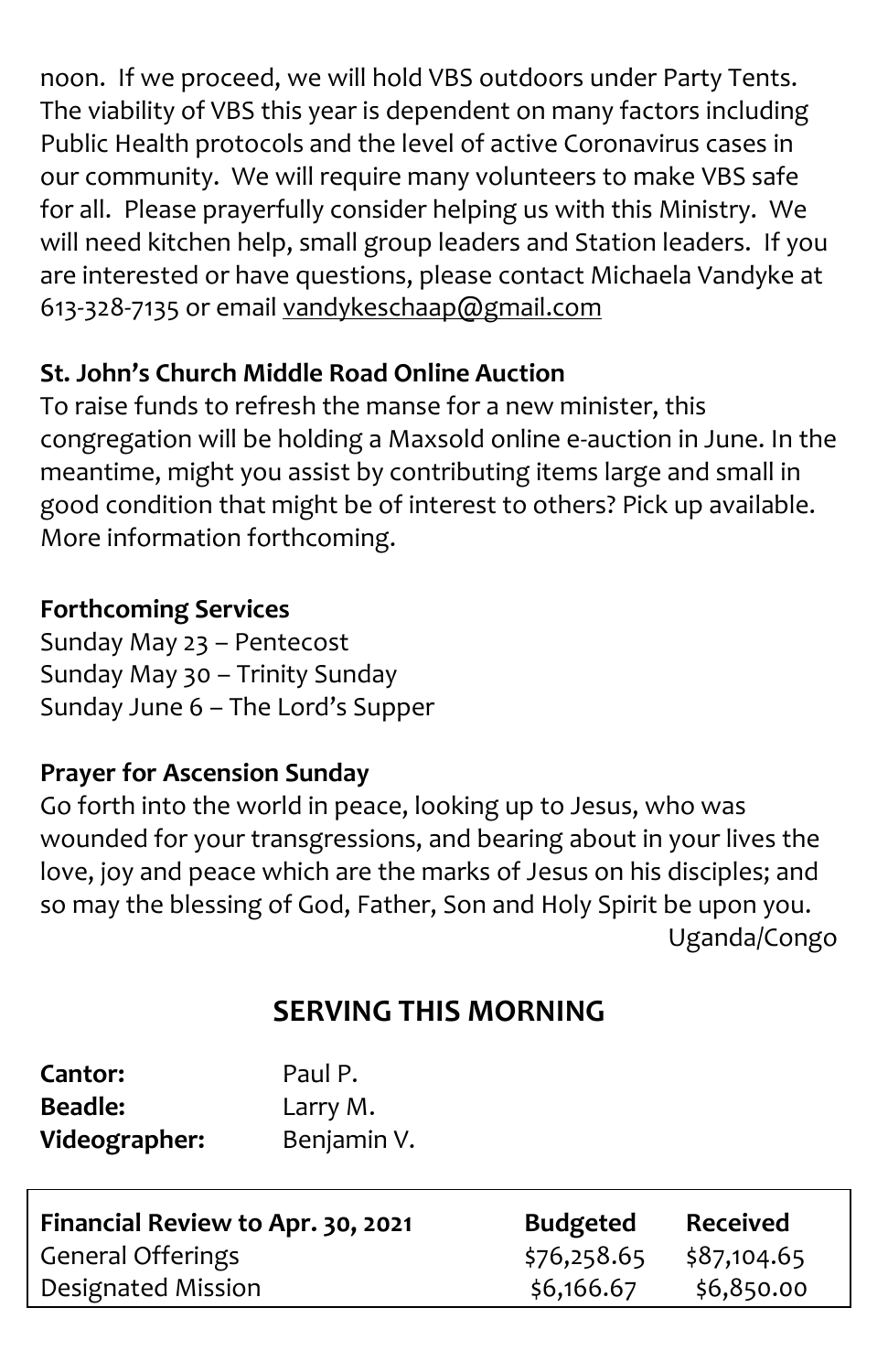noon. If we proceed, we will hold VBS outdoors under Party Tents. The viability of VBS this year is dependent on many factors including Public Health protocols and the level of active Coronavirus cases in our community. We will require many volunteers to make VBS safe for all. Please prayerfully consider helping us with this Ministry. We will need kitchen help, small group leaders and Station leaders. If you are interested or have questions, please contact Michaela Vandyke at 613-328-7135 or email vandykeschaap@gmail.com

**St. John's Church Middle Road Online Auction**

To raise funds to refresh the manse for a new minister, this congregation will be holding a Maxsold online e-auction in June. In the meantime, might you assist by contributing items large and small in good condition that might be of interest to others? Pick up available. More information forthcoming.

**Forthcoming Services**

Sunday May 23 – Pentecost
Sunday May 30 – Trinity Sunday
Sunday June 6 – The Lord's Supper

**Prayer for Ascension Sunday**

Go forth into the world in peace, looking up to Jesus, who was wounded for your transgressions, and bearing about in your lives the love, joy and peace which are the marks of Jesus on his disciples; and so may the blessing of God, Father, Son and Holy Spirit be upon you.

Uganda/Congo

## SERVING THIS MORNING

**Cantor:** Paul P.
**Beadle:** Larry M.
**Videographer:** Benjamin V.

| Financial Review to Apr. 30, 2021 | Budgeted | Received |
|---|---|---|
| General Offerings | $76,258.65 | $87,104.65 |
| Designated Mission | $6,166.67 | $6,850.00 |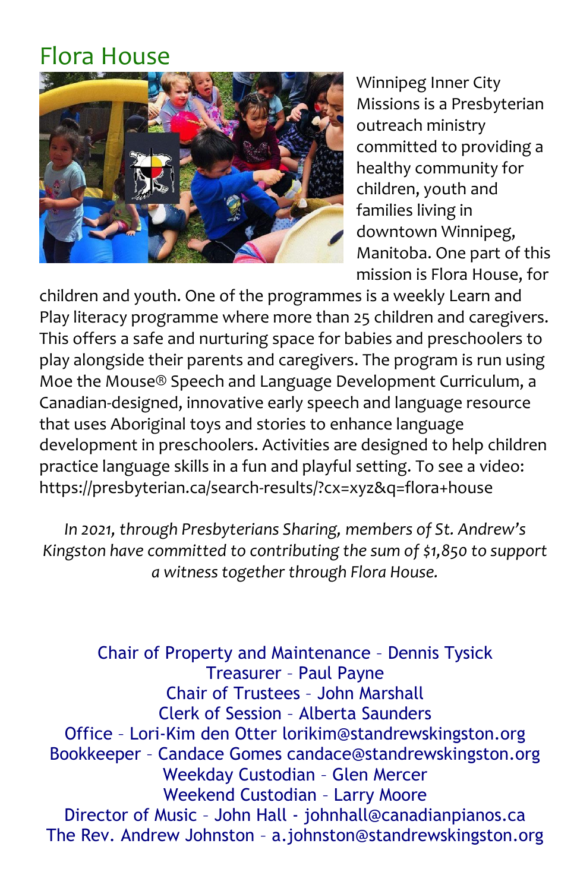## Flora House

Winnipeg Inner City Missions is a Presbyterian outreach ministry committed to providing a healthy community for children, youth and families living in downtown Winnipeg, Manitoba. One part of this mission is Flora House, for children and youth. One of the programmes is a weekly Learn and Play literacy programme where more than 25 children and caregivers. This offers a safe and nurturing space for babies and preschoolers to play alongside their parents and caregivers. The program is run using Moe the Mouse® Speech and Language Development Curriculum, a Canadian-designed, innovative early speech and language resource that uses Aboriginal toys and stories to enhance language development in preschoolers. Activities are designed to help children practice language skills in a fun and playful setting. To see a video: https://presbyterian.ca/search-results/?cx=xyz&q=flora+house

*In 2021, through Presbyterians Sharing, members of St. Andrew's Kingston have committed to contributing the sum of $1,850 to support a witness together through Flora House.*

Chair of Property and Maintenance – Dennis Tysick
Treasurer – Paul Payne
Chair of Trustees – John Marshall
Clerk of Session – Alberta Saunders
Office – Lori-Kim den Otter lorikim@standrewskingston.org
Bookkeeper – Candace Gomes candace@standrewskingston.org
Weekday Custodian – Glen Mercer
Weekend Custodian – Larry Moore
Director of Music – John Hall - johnhall@canadianpianos.ca
The Rev. Andrew Johnston – a.johnston@standrewskingston.org